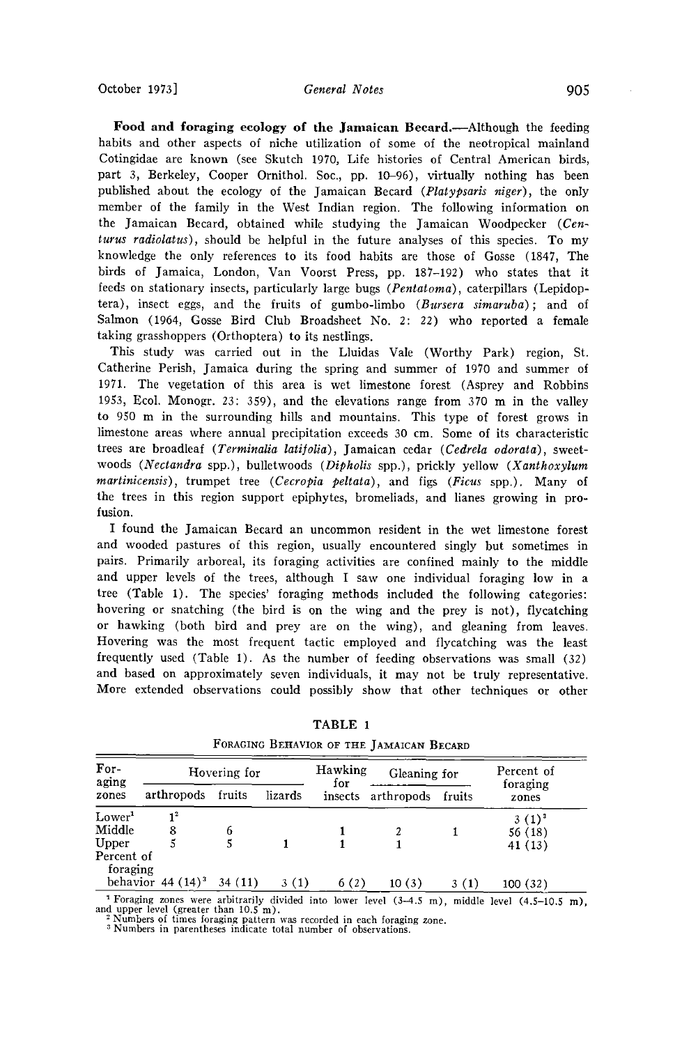**Food and foraging ecology of the Jamaican Becard.**—Although the feeding habits and other aspects of niche utilization of some of the neotropical mainland Cotingidae are known (see Skutch 1970, Life histories of Central American birds, part 3, Berkeley, Cooper Ornithol. Soc., pp. 10–96), virtually nothing has been published about the ecology of the Jamaican Becard (*Platypsaris niger*), the only member of the family in the West Indian region. The following information on the Jamaican Becard, obtained while studying the Jamaican Woodpecker (*Centurus radiolatus*), should be helpful in the future analyses of this species. To my knowledge the only references to its food habits are those of Gosse (1847, The birds of Jamaica, London, Van Voorst Press, pp. 187–192) who states that it feeds on stationary insects, particularly large bugs (*Pentatoma*), caterpillars (Lepidoptera), insect eggs, and the fruits of gumbo-limbo (*Bursera simaruba*); and of Salmon (1964, Gosse Bird Club Broadsheet No. 2: 22) who reported a female taking grasshoppers (Orthoptera) to its nestlings.

This study was carried out in the Lluidas Vale (Worthy Park) region, St. Catherine Perish, Jamaica during the spring and summer of 1970 and summer of 1971. The vegetation of this area is wet limestone forest (Asprey and Robbins 1953, Ecol. Monogr. 23: 359), and the elevations range from 370 m in the valley to 950 m in the surrounding hills and mountains. This type of forest grows in limestone areas where annual precipitation exceeds 30 cm. Some of its characteristic trees are broadleaf (*Terminalia latifolia*), Jamaican cedar (*Cedrela odorata*), sweetwoods (*Nectandra* spp.), bulletwoods (*Dipholis* spp.), prickly yellow (*Xanthoxylum martinicensis*), trumpet tree (*Cecropia peltata*), and figs (*Ficus* spp.). Many of the trees in this region support epiphytes, bromeliads, and lianes growing in profusion.

I found the Jamaican Becard an uncommon resident in the wet limestone forest and wooded pastures of this region, usually encountered singly but sometimes in pairs. Primarily arboreal, its foraging activities are confined mainly to the middle and upper levels of the trees, although I saw one individual foraging low in a tree (Table 1). The species' foraging methods included the following categories: hovering or snatching (the bird is on the wing and the prey is not), flycatching or hawking (both bird and prey are on the wing), and gleaning from leaves. Hovering was the most frequent tactic employed and flycatching was the least frequently used (Table 1). As the number of feeding observations was small (32) and based on approximately seven individuals, it may not be truly representative. More extended observations could possibly show that other techniques or other

TABLE 1

FORAGING BEHAVIOR OF THE JAMAICAN BECARD

| Foraging zones | Hovering for | | | Hawking for | Gleaning for | | Percent of foraging zones |
|---|---|---|---|---|---|---|---|
| | arthropods | fruits | lizards | insects | arthropods | fruits | |
| Lower[1] | 1[2] | | | | | | 3 (1)[3] |
| Middle | 8 | 6 | | 1 | 2 | 1 | 56 (18) |
| Upper | 5 | 5 | 1 | 1 | 1 | | 41 (13) |
| Percent of foraging behavior | 44 (14)[3] | 34 (11) | 3 (1) | 6 (2) | 10 (3) | 3 (1) | 100 (32) |

[1] Foraging zones were arbitrarily divided into lower level (3–4.5 m), middle level (4.5–10.5 m), and upper level (greater than 10.5 m).
[2] Numbers of times foraging pattern was recorded in each foraging zone.
[3] Numbers in parentheses indicate total number of observations.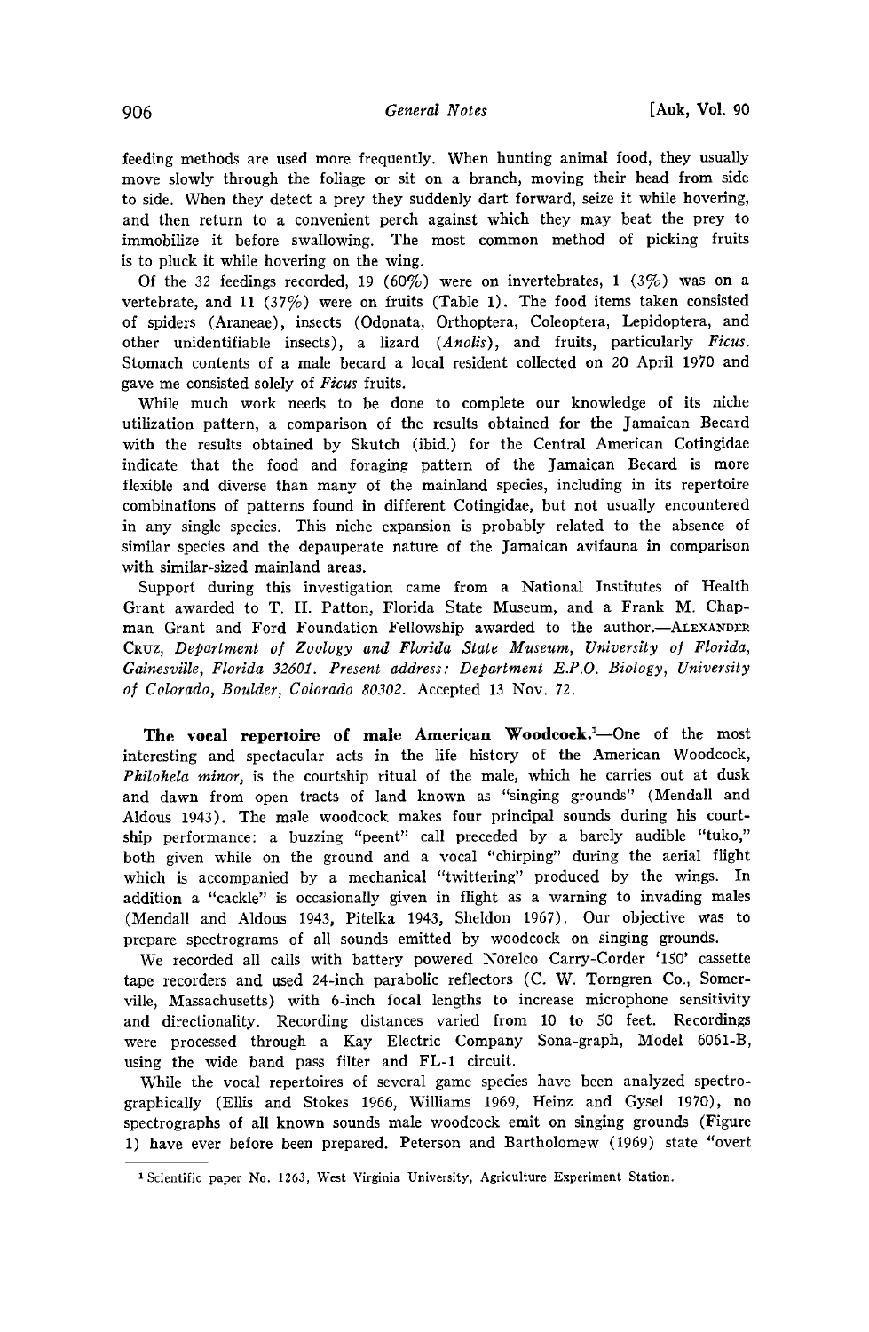feeding methods are used more frequently. When hunting animal food, they usually move slowly through the foliage or sit on a branch, moving their head from side to side. When they detect a prey they suddenly dart forward, seize it while hovering, and then return to a convenient perch against which they may beat the prey to immobilize it before swallowing. The most common method of picking fruits is to pluck it while hovering on the wing.

Of the 32 feedings recorded, 19 (60%) were on invertebrates, 1 (3%) was on a vertebrate, and 11 (37%) were on fruits (Table 1). The food items taken consisted of spiders (Araneae), insects (Odonata, Orthoptera, Coleoptera, Lepidoptera, and other unidentifiable insects), a lizard (*Anolis*), and fruits, particularly *Ficus*. Stomach contents of a male becard a local resident collected on 20 April 1970 and gave me consisted solely of *Ficus* fruits.

While much work needs to be done to complete our knowledge of its niche utilization pattern, a comparison of the results obtained for the Jamaican Becard with the results obtained by Skutch (ibid.) for the Central American Cotingidae indicate that the food and foraging pattern of the Jamaican Becard is more flexible and diverse than many of the mainland species, including in its repertoire combinations of patterns found in different Cotingidae, but not usually encountered in any single species. This niche expansion is probably related to the absence of similar species and the depauperate nature of the Jamaican avifauna in comparison with similar-sized mainland areas.

Support during this investigation came from a National Institutes of Health Grant awarded to T. H. Patton, Florida State Museum, and a Frank M. Chapman Grant and Ford Foundation Fellowship awarded to the author.—ALEXANDER CRUZ, *Department of Zoology and Florida State Museum, University of Florida, Gainesville, Florida 32601. Present address: Department E.P.O. Biology, University of Colorado, Boulder, Colorado 80302.* Accepted 13 Nov. 72.

**The vocal repertoire of male American Woodcock.**[1]—One of the most interesting and spectacular acts in the life history of the American Woodcock, *Philohela minor*, is the courtship ritual of the male, which he carries out at dusk and dawn from open tracts of land known as "singing grounds" (Mendall and Aldous 1943). The male woodcock makes four principal sounds during his courtship performance: a buzzing "peent" call preceded by a barely audible "tuko," both given while on the ground and a vocal "chirping" during the aerial flight which is accompanied by a mechanical "twittering" produced by the wings. In addition a "cackle" is occasionally given in flight as a warning to invading males (Mendall and Aldous 1943, Pitelka 1943, Sheldon 1967). Our objective was to prepare spectrograms of all sounds emitted by woodcock on singing grounds.

We recorded all calls with battery powered Norelco Carry-Corder '150' cassette tape recorders and used 24-inch parabolic reflectors (C. W. Torngren Co., Somerville, Massachusetts) with 6-inch focal lengths to increase microphone sensitivity and directionality. Recording distances varied from 10 to 50 feet. Recordings were processed through a Kay Electric Company Sona-graph, Model 6061-B, using the wide band pass filter and FL-1 circuit.

While the vocal repertoires of several game species have been analyzed spectrographically (Ellis and Stokes 1966, Williams 1969, Heinz and Gysel 1970), no spectrographs of all known sounds male woodcock emit on singing grounds (Figure 1) have ever before been prepared. Peterson and Bartholomew (1969) state "overt

[1] Scientific paper No. 1263, West Virginia University, Agriculture Experiment Station.